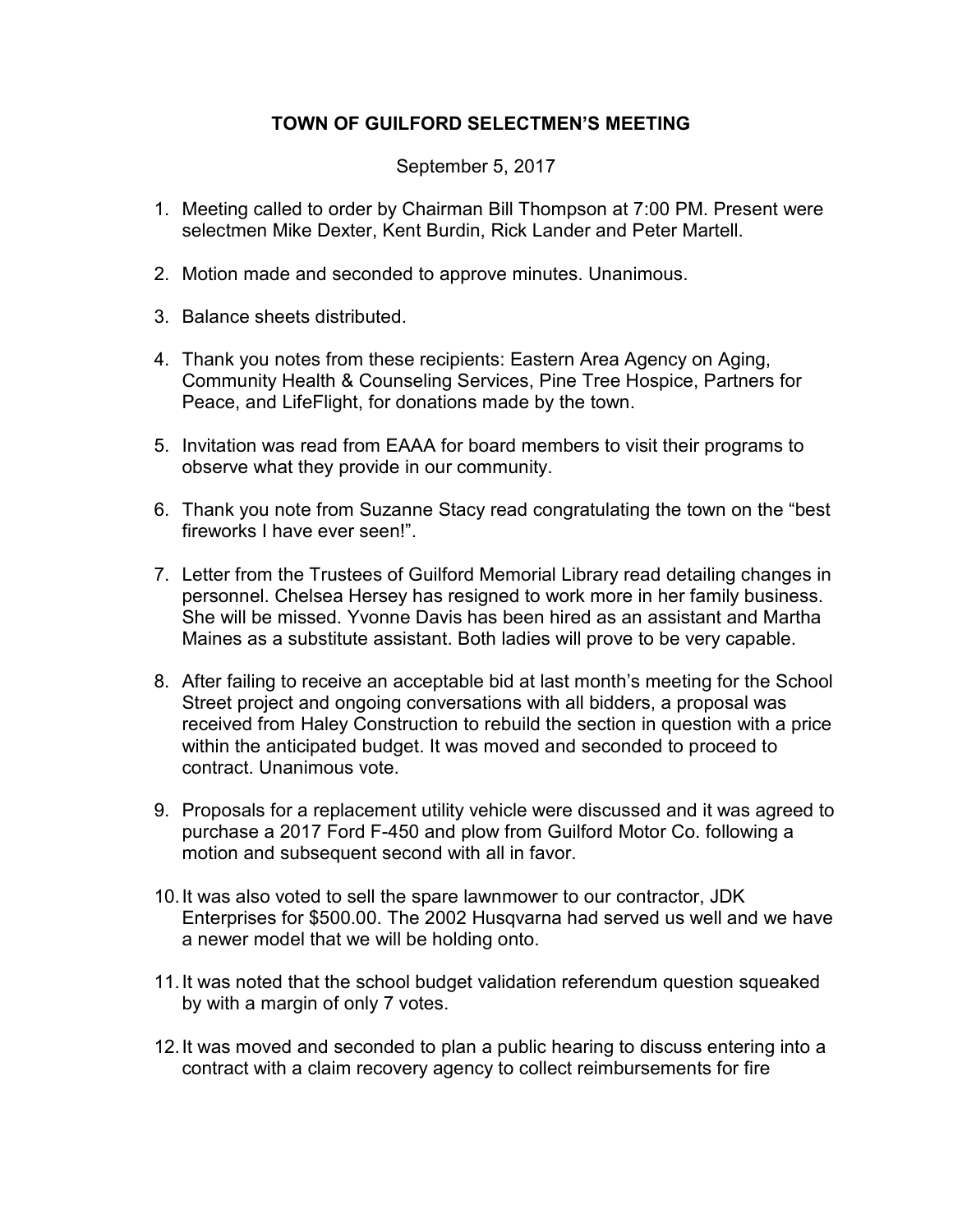# TOWN OF GUILFORD SELECTMEN'S MEETING

September 5, 2017

1. Meeting called to order by Chairman Bill Thompson at 7:00 PM. Present were selectmen Mike Dexter, Kent Burdin, Rick Lander and Peter Martell.

2. Motion made and seconded to approve minutes. Unanimous.

3. Balance sheets distributed.

4. Thank you notes from these recipients: Eastern Area Agency on Aging, Community Health & Counseling Services, Pine Tree Hospice, Partners for Peace, and LifeFlight, for donations made by the town.

5. Invitation was read from EAAA for board members to visit their programs to observe what they provide in our community.

6. Thank you note from Suzanne Stacy read congratulating the town on the "best fireworks I have ever seen!".

7. Letter from the Trustees of Guilford Memorial Library read detailing changes in personnel. Chelsea Hersey has resigned to work more in her family business. She will be missed. Yvonne Davis has been hired as an assistant and Martha Maines as a substitute assistant. Both ladies will prove to be very capable.

8. After failing to receive an acceptable bid at last month's meeting for the School Street project and ongoing conversations with all bidders, a proposal was received from Haley Construction to rebuild the section in question with a price within the anticipated budget. It was moved and seconded to proceed to contract. Unanimous vote.

9. Proposals for a replacement utility vehicle were discussed and it was agreed to purchase a 2017 Ford F-450 and plow from Guilford Motor Co. following a motion and subsequent second with all in favor.

10. It was also voted to sell the spare lawnmower to our contractor, JDK Enterprises for $500.00. The 2002 Husqvarna had served us well and we have a newer model that we will be holding onto.

11. It was noted that the school budget validation referendum question squeaked by with a margin of only 7 votes.

12. It was moved and seconded to plan a public hearing to discuss entering into a contract with a claim recovery agency to collect reimbursements for fire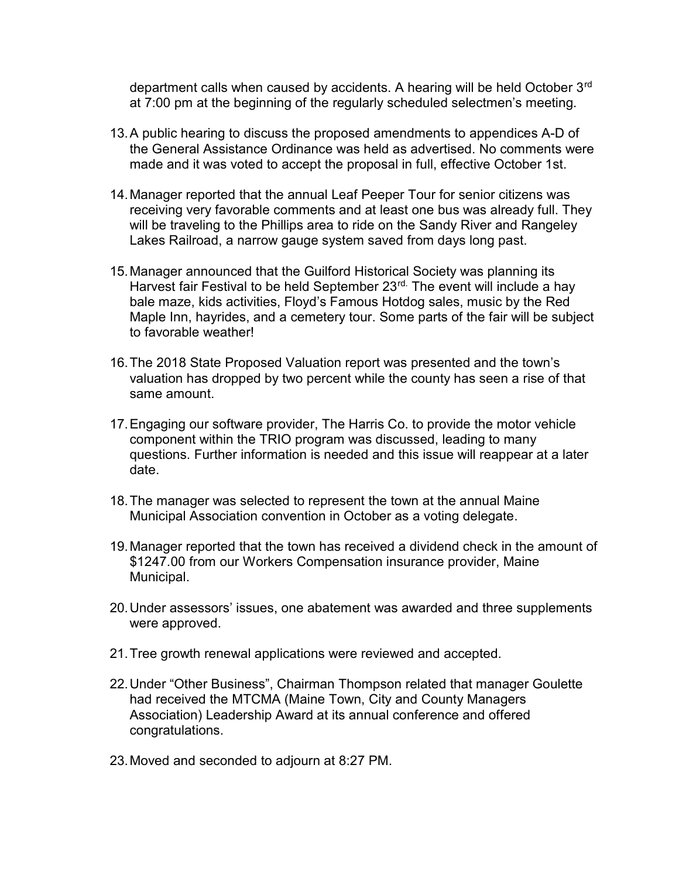department calls when caused by accidents. A hearing will be held October 3rd at 7:00 pm at the beginning of the regularly scheduled selectmen's meeting.

13. A public hearing to discuss the proposed amendments to appendices A-D of the General Assistance Ordinance was held as advertised. No comments were made and it was voted to accept the proposal in full, effective October 1st.

14. Manager reported that the annual Leaf Peeper Tour for senior citizens was receiving very favorable comments and at least one bus was already full. They will be traveling to the Phillips area to ride on the Sandy River and Rangeley Lakes Railroad, a narrow gauge system saved from days long past.

15. Manager announced that the Guilford Historical Society was planning its Harvest fair Festival to be held September 23rd. The event will include a hay bale maze, kids activities, Floyd's Famous Hotdog sales, music by the Red Maple Inn, hayrides, and a cemetery tour. Some parts of the fair will be subject to favorable weather!

16. The 2018 State Proposed Valuation report was presented and the town's valuation has dropped by two percent while the county has seen a rise of that same amount.

17. Engaging our software provider, The Harris Co. to provide the motor vehicle component within the TRIO program was discussed, leading to many questions. Further information is needed and this issue will reappear at a later date.

18. The manager was selected to represent the town at the annual Maine Municipal Association convention in October as a voting delegate.

19. Manager reported that the town has received a dividend check in the amount of $1247.00 from our Workers Compensation insurance provider, Maine Municipal.

20. Under assessors' issues, one abatement was awarded and three supplements were approved.

21. Tree growth renewal applications were reviewed and accepted.

22. Under "Other Business", Chairman Thompson related that manager Goulette had received the MTCMA (Maine Town, City and County Managers Association) Leadership Award at its annual conference and offered congratulations.

23. Moved and seconded to adjourn at 8:27 PM.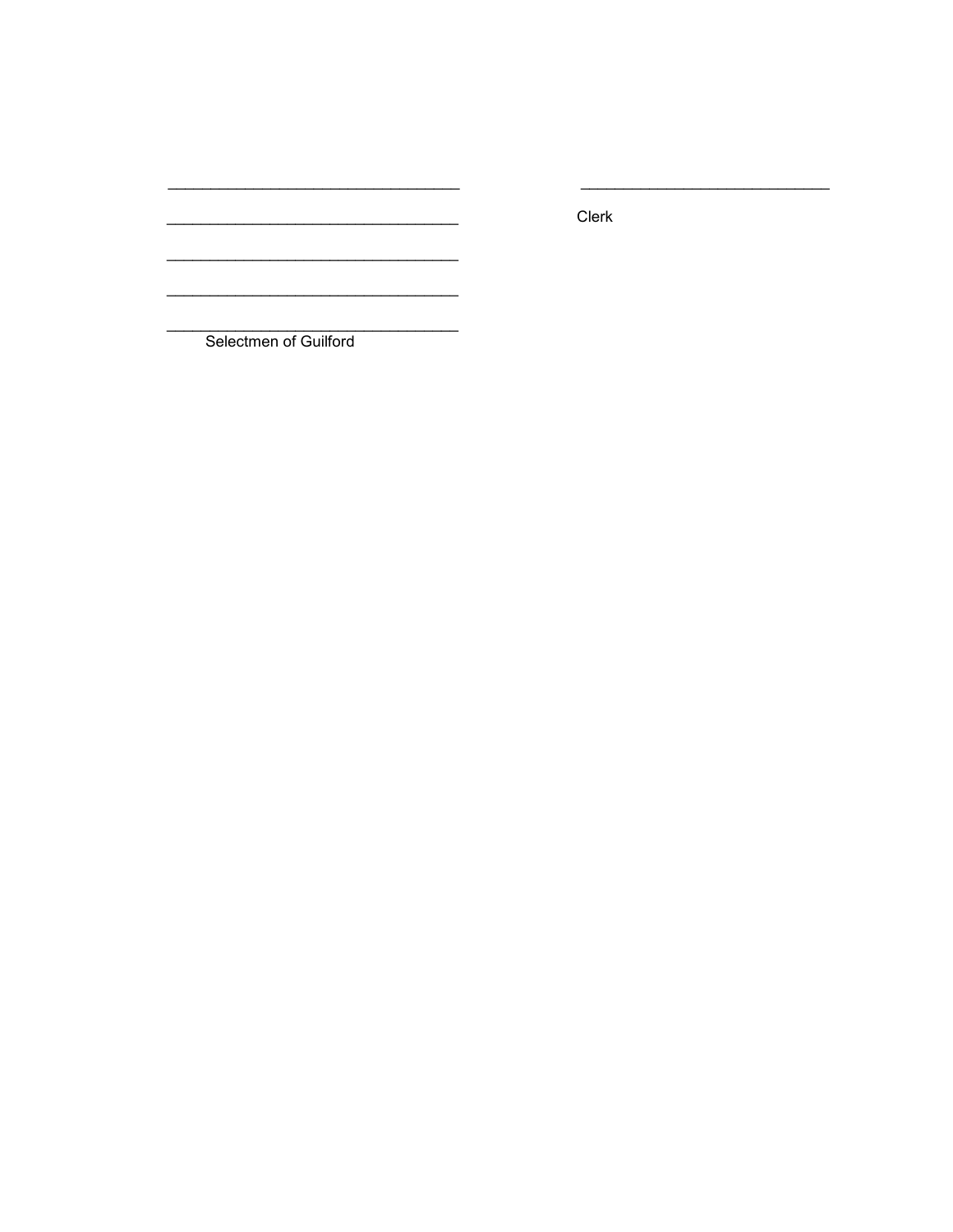\_\_\_\_\_\_\_\_\_\_\_\_\_\_\_\_\_\_\_\_\_\_\_\_\_\_\_\_\_\_\_\_\_\_

\_\_\_\_\_\_\_\_\_\_\_\_\_\_\_\_\_\_\_\_\_\_\_\_\_\_\_\_\_\_\_\_\_\_

\_\_\_\_\_\_\_\_\_\_\_\_\_\_\_\_\_\_\_\_\_\_\_\_\_\_\_\_\_\_\_\_\_\_

\_\_\_\_\_\_\_\_\_\_\_\_\_\_\_\_\_\_\_\_\_\_\_\_\_\_\_\_\_\_\_\_\_\_

\_\_\_\_\_\_\_\_\_\_\_\_\_\_\_\_\_\_\_\_\_\_\_\_\_\_\_\_\_\_\_\_\_\_

Selectmen of Guilford

\_\_\_\_\_\_\_\_\_\_\_\_\_\_\_\_\_\_\_\_\_\_\_\_\_\_\_\_\_\_

Clerk